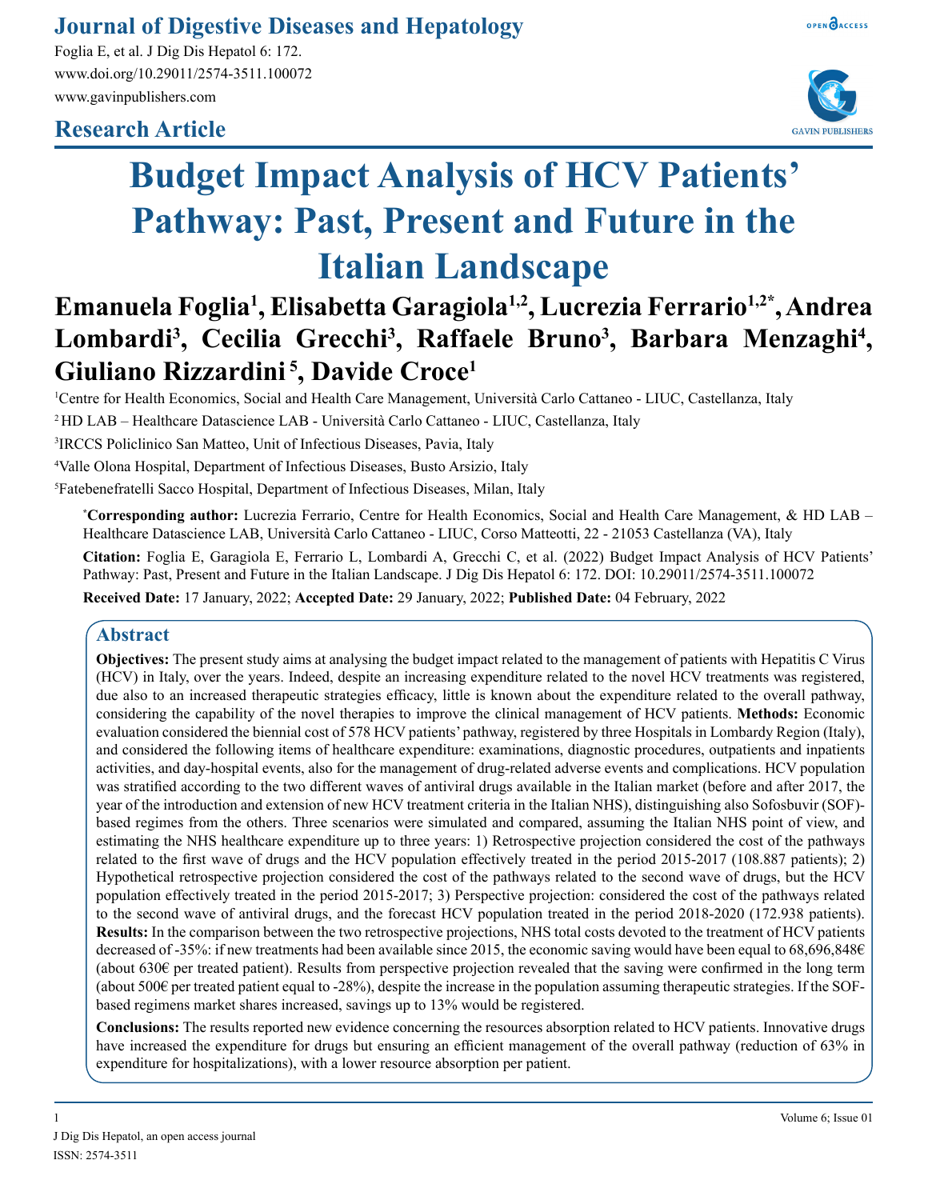# Budget Impact Analysis of HCV Patients' Pathway: Past, Present and Future in the Italian Landscape

**Emanuela Foglia[1], Elisabetta Garagiola[1,2], Lucrezia Ferrario[1,2*], Andrea Lombardi[3], Cecilia Grecchi[3], Raffaele Bruno[3], Barbara Menzaghi[4], Giuliano Rizzardini[5], Davide Croce[1]**

[1]Centre for Health Economics, Social and Health Care Management, Università Carlo Cattaneo - LIUC, Castellanza, Italy

[2]HD LAB – Healthcare Datascience LAB - Università Carlo Cattaneo - LIUC, Castellanza, Italy

[3]IRCCS Policlinico San Matteo, Unit of Infectious Diseases, Pavia, Italy

[4]Valle Olona Hospital, Department of Infectious Diseases, Busto Arsizio, Italy

[5]Fatebenefratelli Sacco Hospital, Department of Infectious Diseases, Milan, Italy

[*]**Corresponding author:** Lucrezia Ferrario, Centre for Health Economics, Social and Health Care Management, & HD LAB – Healthcare Datascience LAB, Università Carlo Cattaneo - LIUC, Corso Matteotti, 22 - 21053 Castellanza (VA), Italy

**Citation:** Foglia E, Garagiola E, Ferrario L, Lombardi A, Grecchi C, et al. (2022) Budget Impact Analysis of HCV Patients' Pathway: Past, Present and Future in the Italian Landscape. J Dig Dis Hepatol 6: 172. DOI: 10.29011/2574-3511.100072

**Received Date:** 17 January, 2022; **Accepted Date:** 29 January, 2022; **Published Date:** 04 February, 2022

## Abstract

**Objectives:** The present study aims at analysing the budget impact related to the management of patients with Hepatitis C Virus (HCV) in Italy, over the years. Indeed, despite an increasing expenditure related to the novel HCV treatments was registered, due also to an increased therapeutic strategies efficacy, little is known about the expenditure related to the overall pathway, considering the capability of the novel therapies to improve the clinical management of HCV patients. **Methods:** Economic evaluation considered the biennial cost of 578 HCV patients' pathway, registered by three Hospitals in Lombardy Region (Italy), and considered the following items of healthcare expenditure: examinations, diagnostic procedures, outpatients and inpatients activities, and day-hospital events, also for the management of drug-related adverse events and complications. HCV population was stratified according to the two different waves of antiviral drugs available in the Italian market (before and after 2017, the year of the introduction and extension of new HCV treatment criteria in the Italian NHS), distinguishing also Sofosbuvir (SOF)-based regimes from the others. Three scenarios were simulated and compared, assuming the Italian NHS point of view, and estimating the NHS healthcare expenditure up to three years: 1) Retrospective projection considered the cost of the pathways related to the first wave of drugs and the HCV population effectively treated in the period 2015-2017 (108.887 patients); 2) Hypothetical retrospective projection considered the cost of the pathways related to the second wave of drugs, but the HCV population effectively treated in the period 2015-2017; 3) Perspective projection: considered the cost of the pathways related to the second wave of antiviral drugs, and the forecast HCV population treated in the period 2018-2020 (172.938 patients). **Results:** In the comparison between the two retrospective projections, NHS total costs devoted to the treatment of HCV patients decreased of -35%: if new treatments had been available since 2015, the economic saving would have been equal to 68,696,848€ (about 630€ per treated patient). Results from perspective projection revealed that the saving were confirmed in the long term (about 500€ per treated patient equal to -28%), despite the increase in the population assuming therapeutic strategies. If the SOF-based regimens market shares increased, savings up to 13% would be registered.

**Conclusions:** The results reported new evidence concerning the resources absorption related to HCV patients. Innovative drugs have increased the expenditure for drugs but ensuring an efficient management of the overall pathway (reduction of 63% in expenditure for hospitalizations), with a lower resource absorption per patient.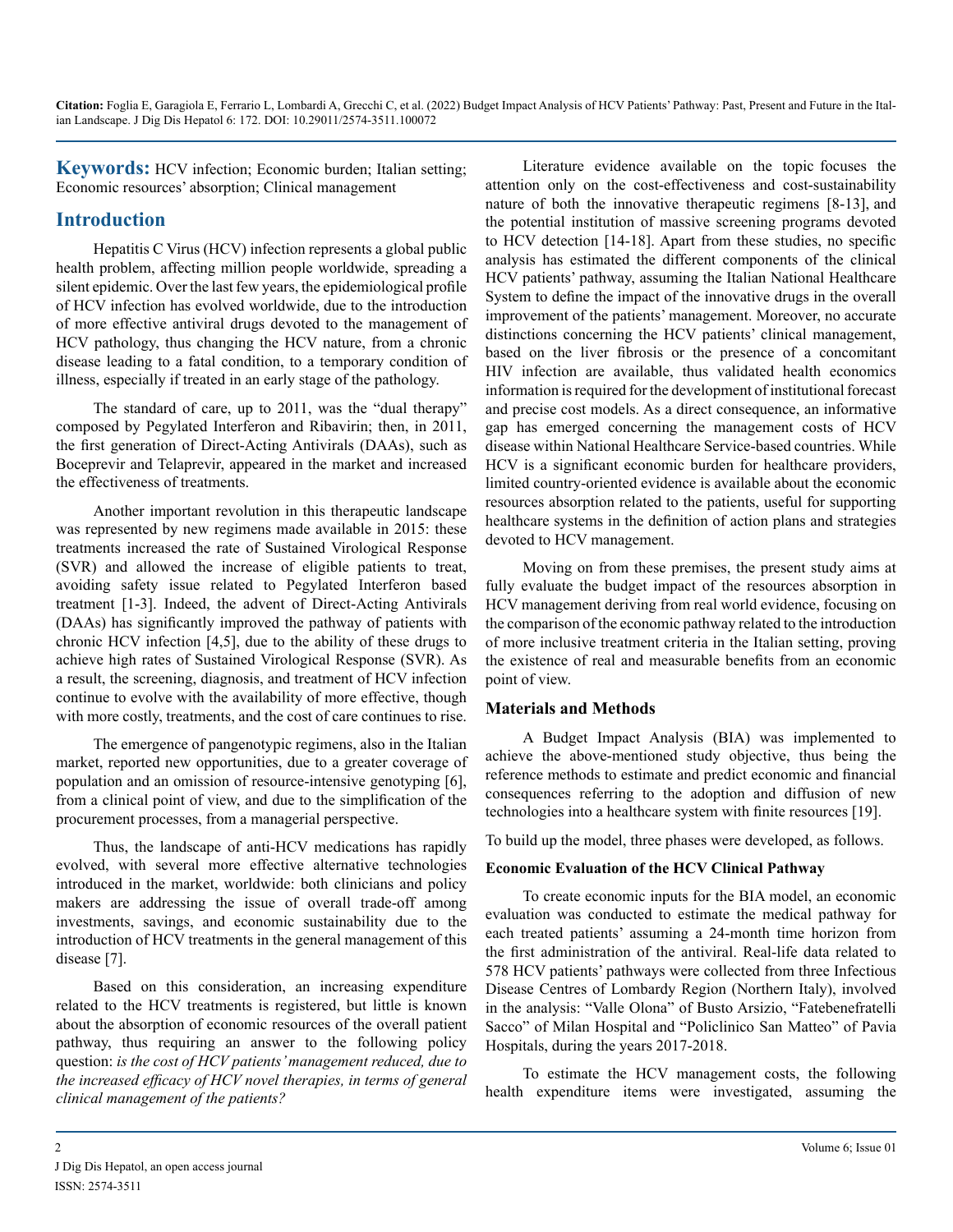**Keywords:** HCV infection; Economic burden; Italian setting; Economic resources' absorption; Clinical management

## Introduction

Hepatitis C Virus (HCV) infection represents a global public health problem, affecting million people worldwide, spreading a silent epidemic. Over the last few years, the epidemiological profile of HCV infection has evolved worldwide, due to the introduction of more effective antiviral drugs devoted to the management of HCV pathology, thus changing the HCV nature, from a chronic disease leading to a fatal condition, to a temporary condition of illness, especially if treated in an early stage of the pathology.

The standard of care, up to 2011, was the "dual therapy" composed by Pegylated Interferon and Ribavirin; then, in 2011, the first generation of Direct-Acting Antivirals (DAAs), such as Boceprevir and Telaprevir, appeared in the market and increased the effectiveness of treatments.

Another important revolution in this therapeutic landscape was represented by new regimens made available in 2015: these treatments increased the rate of Sustained Virological Response (SVR) and allowed the increase of eligible patients to treat, avoiding safety issue related to Pegylated Interferon based treatment [1-3]. Indeed, the advent of Direct-Acting Antivirals (DAAs) has significantly improved the pathway of patients with chronic HCV infection [4,5], due to the ability of these drugs to achieve high rates of Sustained Virological Response (SVR). As a result, the screening, diagnosis, and treatment of HCV infection continue to evolve with the availability of more effective, though with more costly, treatments, and the cost of care continues to rise.

The emergence of pangenotypic regimens, also in the Italian market, reported new opportunities, due to a greater coverage of population and an omission of resource-intensive genotyping [6], from a clinical point of view, and due to the simplification of the procurement processes, from a managerial perspective.

Thus, the landscape of anti-HCV medications has rapidly evolved, with several more effective alternative technologies introduced in the market, worldwide: both clinicians and policy makers are addressing the issue of overall trade-off among investments, savings, and economic sustainability due to the introduction of HCV treatments in the general management of this disease [7].

Based on this consideration, an increasing expenditure related to the HCV treatments is registered, but little is known about the absorption of economic resources of the overall patient pathway, thus requiring an answer to the following policy question: *is the cost of HCV patients' management reduced, due to the increased efficacy of HCV novel therapies, in terms of general clinical management of the patients?*

Literature evidence available on the topic focuses the attention only on the cost-effectiveness and cost-sustainability nature of both the innovative therapeutic regimens [8-13], and the potential institution of massive screening programs devoted to HCV detection [14-18]. Apart from these studies, no specific analysis has estimated the different components of the clinical HCV patients' pathway, assuming the Italian National Healthcare System to define the impact of the innovative drugs in the overall improvement of the patients' management. Moreover, no accurate distinctions concerning the HCV patients' clinical management, based on the liver fibrosis or the presence of a concomitant HIV infection are available, thus validated health economics information is required for the development of institutional forecast and precise cost models. As a direct consequence, an informative gap has emerged concerning the management costs of HCV disease within National Healthcare Service-based countries. While HCV is a significant economic burden for healthcare providers, limited country-oriented evidence is available about the economic resources absorption related to the patients, useful for supporting healthcare systems in the definition of action plans and strategies devoted to HCV management.

Moving on from these premises, the present study aims at fully evaluate the budget impact of the resources absorption in HCV management deriving from real world evidence, focusing on the comparison of the economic pathway related to the introduction of more inclusive treatment criteria in the Italian setting, proving the existence of real and measurable benefits from an economic point of view.

### Materials and Methods

A Budget Impact Analysis (BIA) was implemented to achieve the above-mentioned study objective, thus being the reference methods to estimate and predict economic and financial consequences referring to the adoption and diffusion of new technologies into a healthcare system with finite resources [19].

To build up the model, three phases were developed, as follows.

#### Economic Evaluation of the HCV Clinical Pathway

To create economic inputs for the BIA model, an economic evaluation was conducted to estimate the medical pathway for each treated patients' assuming a 24-month time horizon from the first administration of the antiviral. Real-life data related to 578 HCV patients' pathways were collected from three Infectious Disease Centres of Lombardy Region (Northern Italy), involved in the analysis: "Valle Olona" of Busto Arsizio, "Fatebenefratelli Sacco" of Milan Hospital and "Policlinico San Matteo" of Pavia Hospitals, during the years 2017-2018.

To estimate the HCV management costs, the following health expenditure items were investigated, assuming the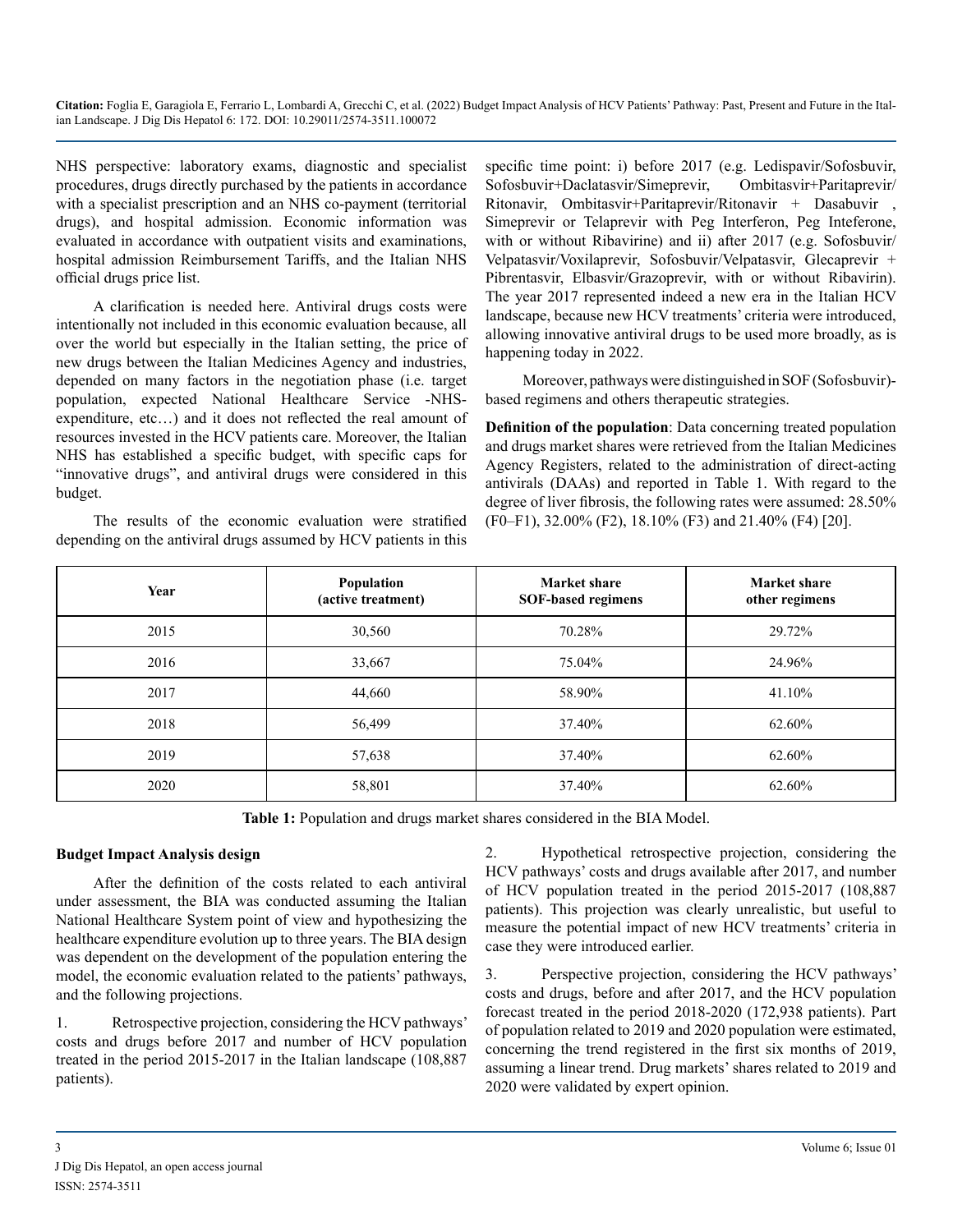NHS perspective: laboratory exams, diagnostic and specialist procedures, drugs directly purchased by the patients in accordance with a specialist prescription and an NHS co-payment (territorial drugs), and hospital admission. Economic information was evaluated in accordance with outpatient visits and examinations, hospital admission Reimbursement Tariffs, and the Italian NHS official drugs price list.

A clarification is needed here. Antiviral drugs costs were intentionally not included in this economic evaluation because, all over the world but especially in the Italian setting, the price of new drugs between the Italian Medicines Agency and industries, depended on many factors in the negotiation phase (i.e. target population, expected National Healthcare Service -NHS-expenditure, etc…) and it does not reflected the real amount of resources invested in the HCV patients care. Moreover, the Italian NHS has established a specific budget, with specific caps for "innovative drugs", and antiviral drugs were considered in this budget.

The results of the economic evaluation were stratified depending on the antiviral drugs assumed by HCV patients in this specific time point: i) before 2017 (e.g. Ledispavir/Sofosbuvir, Sofosbuvir+Daclatasvir/Simeprevir, Ombitasvir+Paritaprevir/Ritonavir, Ombitasvir+Paritaprevir/Ritonavir + Dasabuvir , Simeprevir or Telaprevir with Peg Interferon, Peg Inteferone, with or without Ribavirine) and ii) after 2017 (e.g. Sofosbuvir/Velpatasvir/Voxilaprevir, Sofosbuvir/Velpatasvir, Glecaprevir + Pibrentasvir, Elbasvir/Grazoprevir, with or without Ribavirin). The year 2017 represented indeed a new era in the Italian HCV landscape, because new HCV treatments' criteria were introduced, allowing innovative antiviral drugs to be used more broadly, as is happening today in 2022.

Moreover, pathways were distinguished in SOF (Sofosbuvir)-based regimens and others therapeutic strategies.

**Definition of the population**: Data concerning treated population and drugs market shares were retrieved from the Italian Medicines Agency Registers, related to the administration of direct-acting antivirals (DAAs) and reported in Table 1. With regard to the degree of liver fibrosis, the following rates were assumed: 28.50% (F0–F1), 32.00% (F2), 18.10% (F3) and 21.40% (F4) [20].

| Year | Population (active treatment) | Market share SOF-based regimens | Market share other regimens |
|---|---|---|---|
| 2015 | 30,560 | 70.28% | 29.72% |
| 2016 | 33,667 | 75.04% | 24.96% |
| 2017 | 44,660 | 58.90% | 41.10% |
| 2018 | 56,499 | 37.40% | 62.60% |
| 2019 | 57,638 | 37.40% | 62.60% |
| 2020 | 58,801 | 37.40% | 62.60% |

**Table 1:** Population and drugs market shares considered in the BIA Model.

**Budget Impact Analysis design**

After the definition of the costs related to each antiviral under assessment, the BIA was conducted assuming the Italian National Healthcare System point of view and hypothesizing the healthcare expenditure evolution up to three years. The BIA design was dependent on the development of the population entering the model, the economic evaluation related to the patients' pathways, and the following projections.

1. Retrospective projection, considering the HCV pathways' costs and drugs before 2017 and number of HCV population treated in the period 2015-2017 in the Italian landscape (108,887 patients).

2. Hypothetical retrospective projection, considering the HCV pathways' costs and drugs available after 2017, and number of HCV population treated in the period 2015-2017 (108,887 patients). This projection was clearly unrealistic, but useful to measure the potential impact of new HCV treatments' criteria in case they were introduced earlier.

3. Perspective projection, considering the HCV pathways' costs and drugs, before and after 2017, and the HCV population forecast treated in the period 2018-2020 (172,938 patients). Part of population related to 2019 and 2020 population were estimated, concerning the trend registered in the first six months of 2019, assuming a linear trend. Drug markets' shares related to 2019 and 2020 were validated by expert opinion.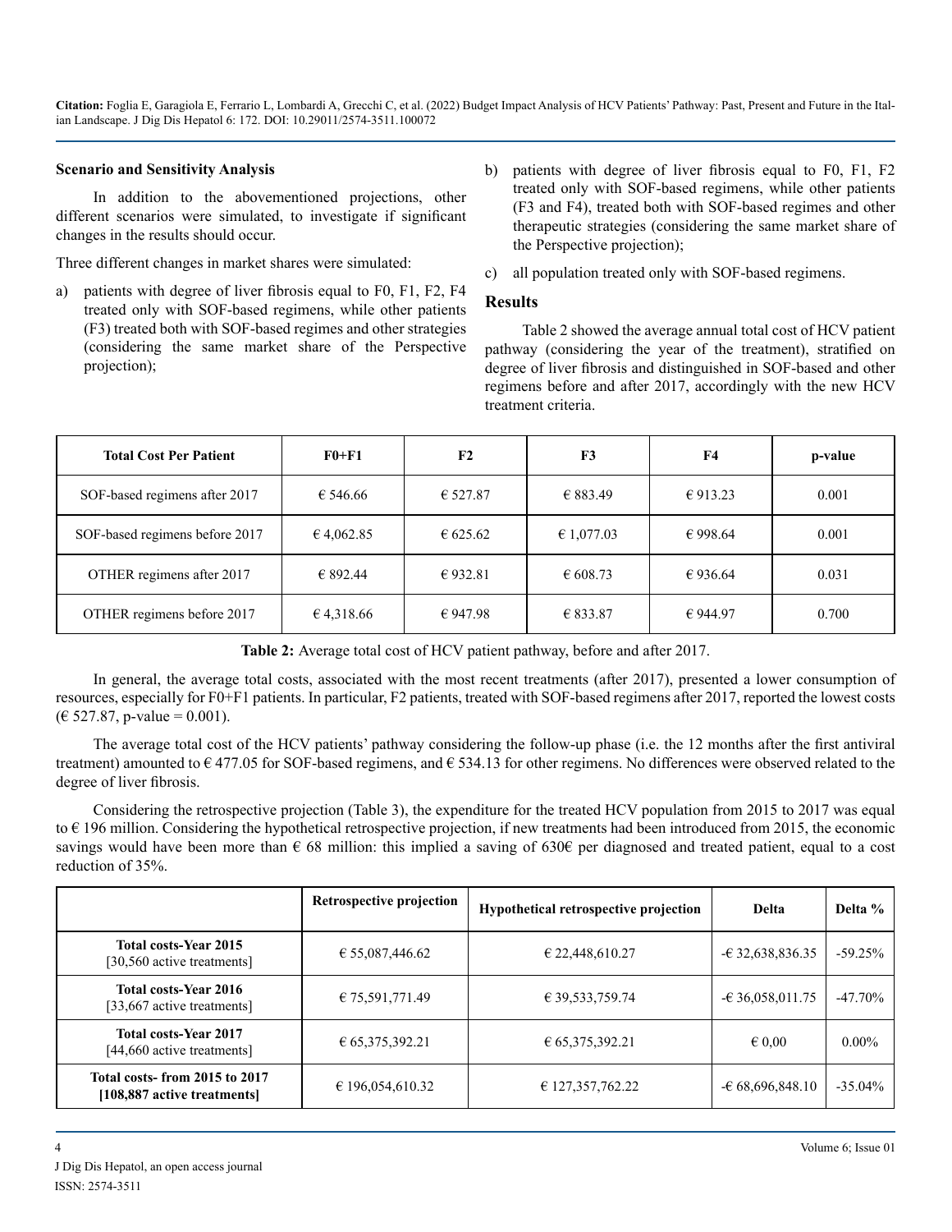### Scenario and Sensitivity Analysis

In addition to the abovementioned projections, other different scenarios were simulated, to investigate if significant changes in the results should occur.

Three different changes in market shares were simulated:

a) patients with degree of liver fibrosis equal to F0, F1, F2, F4 treated only with SOF-based regimens, while other patients (F3) treated both with SOF-based regimes and other strategies (considering the same market share of the Perspective projection);

b) patients with degree of liver fibrosis equal to F0, F1, F2 treated only with SOF-based regimens, while other patients (F3 and F4), treated both with SOF-based regimes and other therapeutic strategies (considering the same market share of the Perspective projection);

c) all population treated only with SOF-based regimens.

## Results

Table 2 showed the average annual total cost of HCV patient pathway (considering the year of the treatment), stratified on degree of liver fibrosis and distinguished in SOF-based and other regimens before and after 2017, accordingly with the new HCV treatment criteria.

| Total Cost Per Patient | F0+F1 | F2 | F3 | F4 | p-value |
|---|---|---|---|---|---|
| SOF-based regimens after 2017 | € 546.66 | € 527.87 | € 883.49 | € 913.23 | 0.001 |
| SOF-based regimens before 2017 | € 4,062.85 | € 625.62 | € 1,077.03 | € 998.64 | 0.001 |
| OTHER regimens after 2017 | € 892.44 | € 932.81 | € 608.73 | € 936.64 | 0.031 |
| OTHER regimens before 2017 | € 4,318.66 | € 947.98 | € 833.87 | € 944.97 | 0.700 |

**Table 2:** Average total cost of HCV patient pathway, before and after 2017.

In general, the average total costs, associated with the most recent treatments (after 2017), presented a lower consumption of resources, especially for F0+F1 patients. In particular, F2 patients, treated with SOF-based regimens after 2017, reported the lowest costs (€ 527.87, p-value = 0.001).

The average total cost of the HCV patients' pathway considering the follow-up phase (i.e. the 12 months after the first antiviral treatment) amounted to € 477.05 for SOF-based regimens, and € 534.13 for other regimens. No differences were observed related to the degree of liver fibrosis.

Considering the retrospective projection (Table 3), the expenditure for the treated HCV population from 2015 to 2017 was equal to € 196 million. Considering the hypothetical retrospective projection, if new treatments had been introduced from 2015, the economic savings would have been more than € 68 million: this implied a saving of 630€ per diagnosed and treated patient, equal to a cost reduction of 35%.

| | Retrospective projection | Hypothetical retrospective projection | Delta | Delta % |
|---|---|---|---|---|
| **Total costs-Year 2015** [30,560 active treatments] | € 55,087,446.62 | € 22,448,610.27 | -€ 32,638,836.35 | -59.25% |
| **Total costs-Year 2016** [33,667 active treatments] | € 75,591,771.49 | € 39,533,759.74 | -€ 36,058,011.75 | -47.70% |
| **Total costs-Year 2017** [44,660 active treatments] | € 65,375,392.21 | € 65,375,392.21 | € 0,00 | 0.00% |
| **Total costs- from 2015 to 2017 [108,887 active treatments]** | € 196,054,610.32 | € 127,357,762.22 | -€ 68,696,848.10 | -35.04% |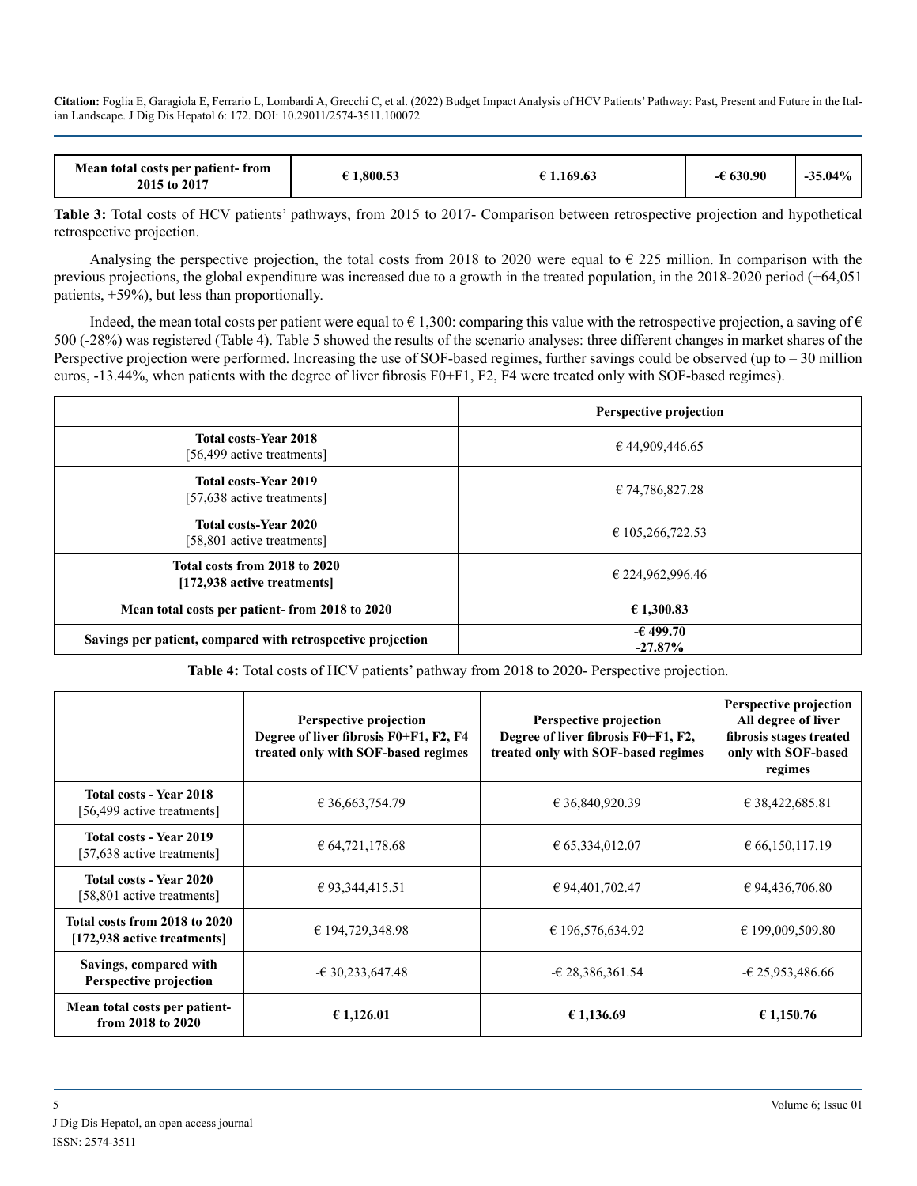| Mean total costs per patient- from 2015 to 2017 | € 1,800.53 | € 1.169.63 | -€ 630.90 | -35.04% |
|---|---|---|---|---|

**Table 3:** Total costs of HCV patients' pathways, from 2015 to 2017- Comparison between retrospective projection and hypothetical retrospective projection.

Analysing the perspective projection, the total costs from 2018 to 2020 were equal to € 225 million. In comparison with the previous projections, the global expenditure was increased due to a growth in the treated population, in the 2018-2020 period (+64,051 patients, +59%), but less than proportionally.

Indeed, the mean total costs per patient were equal to € 1,300: comparing this value with the retrospective projection, a saving of € 500 (-28%) was registered (Table 4). Table 5 showed the results of the scenario analyses: three different changes in market shares of the Perspective projection were performed. Increasing the use of SOF-based regimes, further savings could be observed (up to – 30 million euros, -13.44%, when patients with the degree of liver fibrosis F0+F1, F2, F4 were treated only with SOF-based regimes).

| | **Perspective projection** |
|---|---|
| **Total costs-Year 2018** [56,499 active treatments] | € 44,909,446.65 |
| **Total costs-Year 2019** [57,638 active treatments] | € 74,786,827.28 |
| **Total costs-Year 2020** [58,801 active treatments] | € 105,266,722.53 |
| **Total costs from 2018 to 2020 [172,938 active treatments]** | € 224,962,996.46 |
| **Mean total costs per patient- from 2018 to 2020** | **€ 1,300.83** |
| **Savings per patient, compared with retrospective projection** | **-€ 499.70 -27.87%** |

**Table 4:** Total costs of HCV patients' pathway from 2018 to 2020- Perspective projection.

| | **Perspective projection Degree of liver fibrosis F0+F1, F2, F4 treated only with SOF-based regimes** | **Perspective projection Degree of liver fibrosis F0+F1, F2, treated only with SOF-based regimes** | **Perspective projection All degree of liver fibrosis stages treated only with SOF-based regimes** |
|---|---|---|---|
| **Total costs - Year 2018** [56,499 active treatments] | € 36,663,754.79 | € 36,840,920.39 | € 38,422,685.81 |
| **Total costs - Year 2019** [57,638 active treatments] | € 64,721,178.68 | € 65,334,012.07 | € 66,150,117.19 |
| **Total costs - Year 2020** [58,801 active treatments] | € 93,344,415.51 | € 94,401,702.47 | € 94,436,706.80 |
| **Total costs from 2018 to 2020 [172,938 active treatments]** | € 194,729,348.98 | € 196,576,634.92 | € 199,009,509.80 |
| **Savings, compared with Perspective projection** | -€ 30,233,647.48 | -€ 28,386,361.54 | -€ 25,953,486.66 |
| **Mean total costs per patient- from 2018 to 2020** | **€ 1,126.01** | **€ 1,136.69** | **€ 1,150.76** |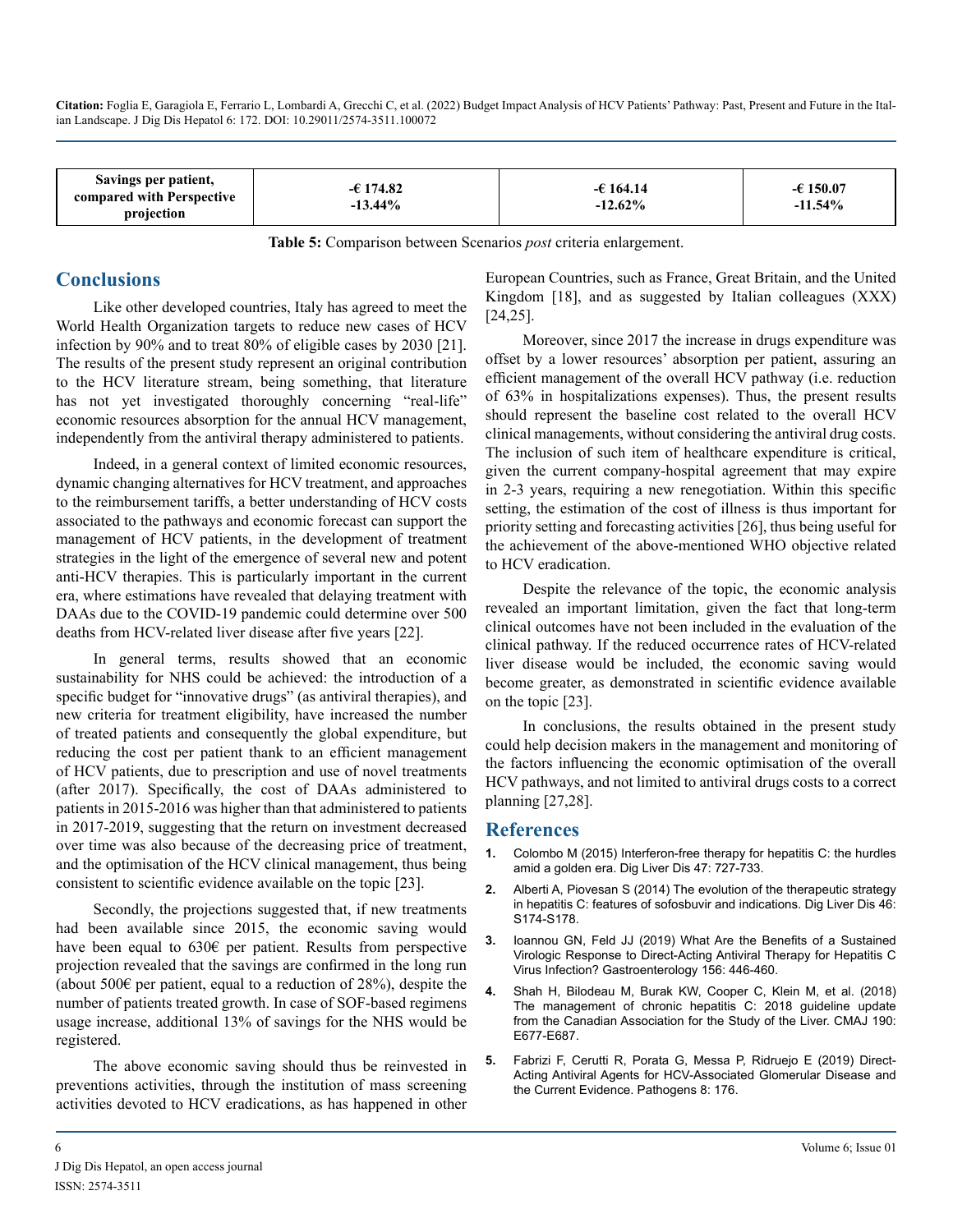| Savings per patient, compared with Perspective projection | -€ 174.82<br>-13.44% | -€ 164.14<br>-12.62% | -€ 150.07<br>-11.54% |
|---|---|---|---|

**Table 5:** Comparison between Scenarios *post* criteria enlargement.

## Conclusions

Like other developed countries, Italy has agreed to meet the World Health Organization targets to reduce new cases of HCV infection by 90% and to treat 80% of eligible cases by 2030 [21]. The results of the present study represent an original contribution to the HCV literature stream, being something, that literature has not yet investigated thoroughly concerning "real-life" economic resources absorption for the annual HCV management, independently from the antiviral therapy administered to patients.

Indeed, in a general context of limited economic resources, dynamic changing alternatives for HCV treatment, and approaches to the reimbursement tariffs, a better understanding of HCV costs associated to the pathways and economic forecast can support the management of HCV patients, in the development of treatment strategies in the light of the emergence of several new and potent anti-HCV therapies. This is particularly important in the current era, where estimations have revealed that delaying treatment with DAAs due to the COVID-19 pandemic could determine over 500 deaths from HCV-related liver disease after five years [22].

In general terms, results showed that an economic sustainability for NHS could be achieved: the introduction of a specific budget for "innovative drugs" (as antiviral therapies), and new criteria for treatment eligibility, have increased the number of treated patients and consequently the global expenditure, but reducing the cost per patient thank to an efficient management of HCV patients, due to prescription and use of novel treatments (after 2017). Specifically, the cost of DAAs administered to patients in 2015-2016 was higher than that administered to patients in 2017-2019, suggesting that the return on investment decreased over time was also because of the decreasing price of treatment, and the optimisation of the HCV clinical management, thus being consistent to scientific evidence available on the topic [23].

Secondly, the projections suggested that, if new treatments had been available since 2015, the economic saving would have been equal to 630€ per patient. Results from perspective projection revealed that the savings are confirmed in the long run (about 500€ per patient, equal to a reduction of 28%), despite the number of patients treated growth. In case of SOF-based regimens usage increase, additional 13% of savings for the NHS would be registered.

The above economic saving should thus be reinvested in preventions activities, through the institution of mass screening activities devoted to HCV eradications, as has happened in other European Countries, such as France, Great Britain, and the United Kingdom [18], and as suggested by Italian colleagues (XXX) [24,25].

Moreover, since 2017 the increase in drugs expenditure was offset by a lower resources' absorption per patient, assuring an efficient management of the overall HCV pathway (i.e. reduction of 63% in hospitalizations expenses). Thus, the present results should represent the baseline cost related to the overall HCV clinical managements, without considering the antiviral drug costs. The inclusion of such item of healthcare expenditure is critical, given the current company-hospital agreement that may expire in 2-3 years, requiring a new renegotiation. Within this specific setting, the estimation of the cost of illness is thus important for priority setting and forecasting activities [26], thus being useful for the achievement of the above-mentioned WHO objective related to HCV eradication.

Despite the relevance of the topic, the economic analysis revealed an important limitation, given the fact that long-term clinical outcomes have not been included in the evaluation of the clinical pathway. If the reduced occurrence rates of HCV-related liver disease would be included, the economic saving would become greater, as demonstrated in scientific evidence available on the topic [23].

In conclusions, the results obtained in the present study could help decision makers in the management and monitoring of the factors influencing the economic optimisation of the overall HCV pathways, and not limited to antiviral drugs costs to a correct planning [27,28].

## References

1. Colombo M (2015) Interferon-free therapy for hepatitis C: the hurdles amid a golden era. Dig Liver Dis 47: 727-733.
2. Alberti A, Piovesan S (2014) The evolution of the therapeutic strategy in hepatitis C: features of sofosbuvir and indications. Dig Liver Dis 46: S174-S178.
3. Ioannou GN, Feld JJ (2019) What Are the Benefits of a Sustained Virologic Response to Direct-Acting Antiviral Therapy for Hepatitis C Virus Infection? Gastroenterology 156: 446-460.
4. Shah H, Bilodeau M, Burak KW, Cooper C, Klein M, et al. (2018) The management of chronic hepatitis C: 2018 guideline update from the Canadian Association for the Study of the Liver. CMAJ 190: E677-E687.
5. Fabrizi F, Cerutti R, Porata G, Messa P, Ridruejo E (2019) Direct-Acting Antiviral Agents for HCV-Associated Glomerular Disease and the Current Evidence. Pathogens 8: 176.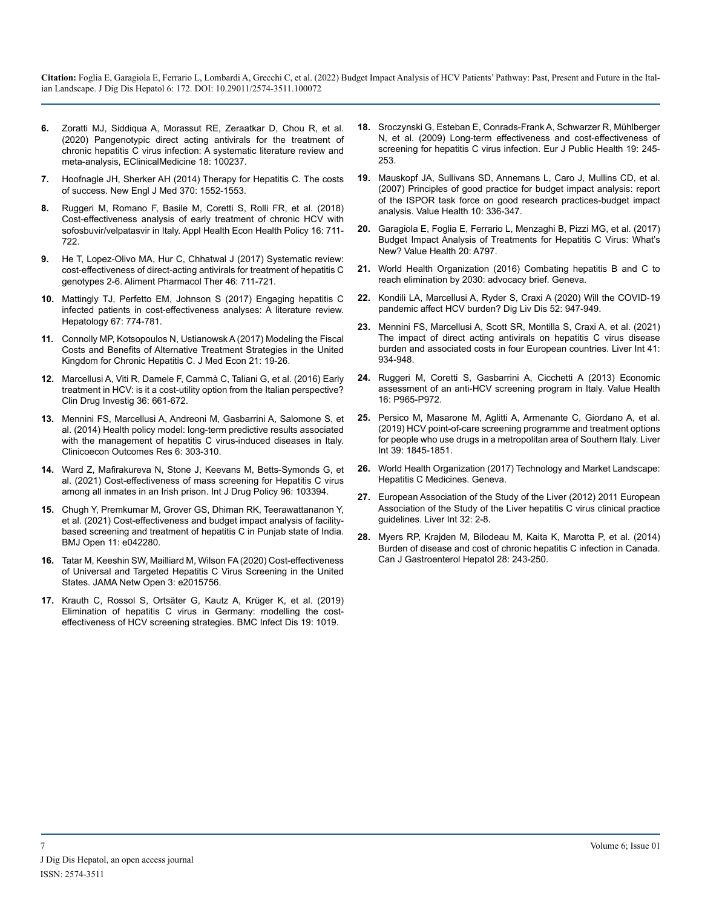6. Zoratti MJ, Siddiqua A, Morassut RE, Zeraatkar D, Chou R, et al. (2020) Pangenotypic direct acting antivirals for the treatment of chronic hepatitis C virus infection: A systematic literature review and meta-analysis, EClinicalMedicine 18: 100237.

7. Hoofnagle JH, Sherker AH (2014) Therapy for Hepatitis C. The costs of success. New Engl J Med 370: 1552-1553.

8. Ruggeri M, Romano F, Basile M, Coretti S, Rolli FR, et al. (2018) Cost-effectiveness analysis of early treatment of chronic HCV with sofosbuvir/velpatasvir in Italy. Appl Health Econ Health Policy 16: 711-722.

9. He T, Lopez-Olivo MA, Hur C, Chhatwal J (2017) Systematic review: cost-effectiveness of direct-acting antivirals for treatment of hepatitis C genotypes 2-6. Aliment Pharmacol Ther 46: 711-721.

10. Mattingly TJ, Perfetto EM, Johnson S (2017) Engaging hepatitis C infected patients in cost-effectiveness analyses: A literature review. Hepatology 67: 774-781.

11. Connolly MP, Kotsopoulos N, Ustianowsk A (2017) Modeling the Fiscal Costs and Benefits of Alternative Treatment Strategies in the United Kingdom for Chronic Hepatitis C. J Med Econ 21: 19-26.

12. Marcellusi A, Viti R, Damele F, Cammà C, Taliani G, et al. (2016) Early treatment in HCV: is it a cost-utility option from the Italian perspective? Clin Drug Investig 36: 661-672.

13. Mennini FS, Marcellusi A, Andreoni M, Gasbarrini A, Salomone S, et al. (2014) Health policy model: long-term predictive results associated with the management of hepatitis C virus-induced diseases in Italy. Clinicoecon Outcomes Res 6: 303-310.

14. Ward Z, Mafirakureva N, Stone J, Keevans M, Betts-Symonds G, et al. (2021) Cost-effectiveness of mass screening for Hepatitis C virus among all inmates in an Irish prison. Int J Drug Policy 96: 103394.

15. Chugh Y, Premkumar M, Grover GS, Dhiman RK, Teerawattananon Y, et al. (2021) Cost-effectiveness and budget impact analysis of facility-based screening and treatment of hepatitis C in Punjab state of India. BMJ Open 11: e042280.

16. Tatar M, Keeshin SW, Mailliard M, Wilson FA (2020) Cost-effectiveness of Universal and Targeted Hepatitis C Virus Screening in the United States. JAMA Netw Open 3: e2015756.

17. Krauth C, Rossol S, Ortsäter G, Kautz A, Krüger K, et al. (2019) Elimination of hepatitis C virus in Germany: modelling the cost-effectiveness of HCV screening strategies. BMC Infect Dis 19: 1019.

18. Sroczynski G, Esteban E, Conrads-Frank A, Schwarzer R, Mühlberger N, et al. (2009) Long-term effectiveness and cost-effectiveness of screening for hepatitis C virus infection. Eur J Public Health 19: 245-253.

19. Mauskopf JA, Sullivans SD, Annemans L, Caro J, Mullins CD, et al. (2007) Principles of good practice for budget impact analysis: report of the ISPOR task force on good research practices-budget impact analysis. Value Health 10: 336-347.

20. Garagiola E, Foglia E, Ferrario L, Menzaghi B, Pizzi MG, et al. (2017) Budget Impact Analysis of Treatments for Hepatitis C Virus: What's New? Value Health 20: A797.

21. World Health Organization (2016) Combating hepatitis B and C to reach elimination by 2030: advocacy brief. Geneva.

22. Kondili LA, Marcellusi A, Ryder S, Craxi A (2020) Will the COVID-19 pandemic affect HCV burden? Dig Liv Dis 52: 947-949.

23. Mennini FS, Marcellusi A, Scott SR, Montilla S, Craxi A, et al. (2021) The impact of direct acting antivirals on hepatitis C virus disease burden and associated costs in four European countries. Liver Int 41: 934-948.

24. Ruggeri M, Coretti S, Gasbarrini A, Cicchetti A (2013) Economic assessment of an anti-HCV screening program in Italy. Value Health 16: P965-P972.

25. Persico M, Masarone M, Aglitti A, Armenante C, Giordano A, et al. (2019) HCV point-of-care screening programme and treatment options for people who use drugs in a metropolitan area of Southern Italy. Liver Int 39: 1845-1851.

26. World Health Organization (2017) Technology and Market Landscape: Hepatitis C Medicines. Geneva.

27. European Association of the Study of the Liver (2012) 2011 European Association of the Study of the Liver hepatitis C virus clinical practice guidelines. Liver Int 32: 2-8.

28. Myers RP, Krajden M, Bilodeau M, Kaita K, Marotta P, et al. (2014) Burden of disease and cost of chronic hepatitis C infection in Canada. Can J Gastroenterol Hepatol 28: 243-250.